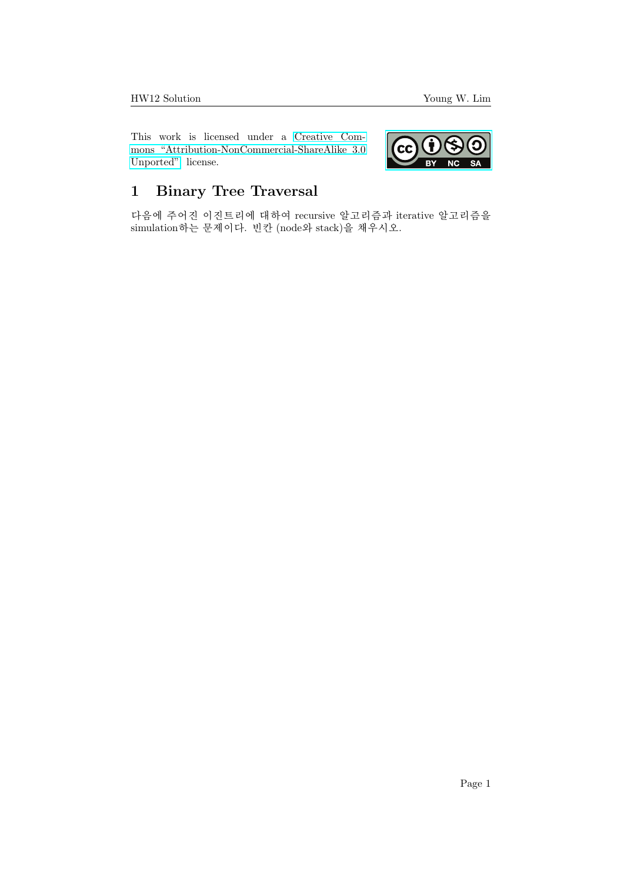This work is licensed under a Creative Commons "Attribution-NonCommercial-ShareAlike 3.0 Unported" license.

# 1 Binary Tree Traversal

다음에 주어진 이진트리에 대하여 recursive 알고리즘과 iterative 알고리즘을 simulation하는 문제이다. 빈칸 (node와 stack)을 채우시오.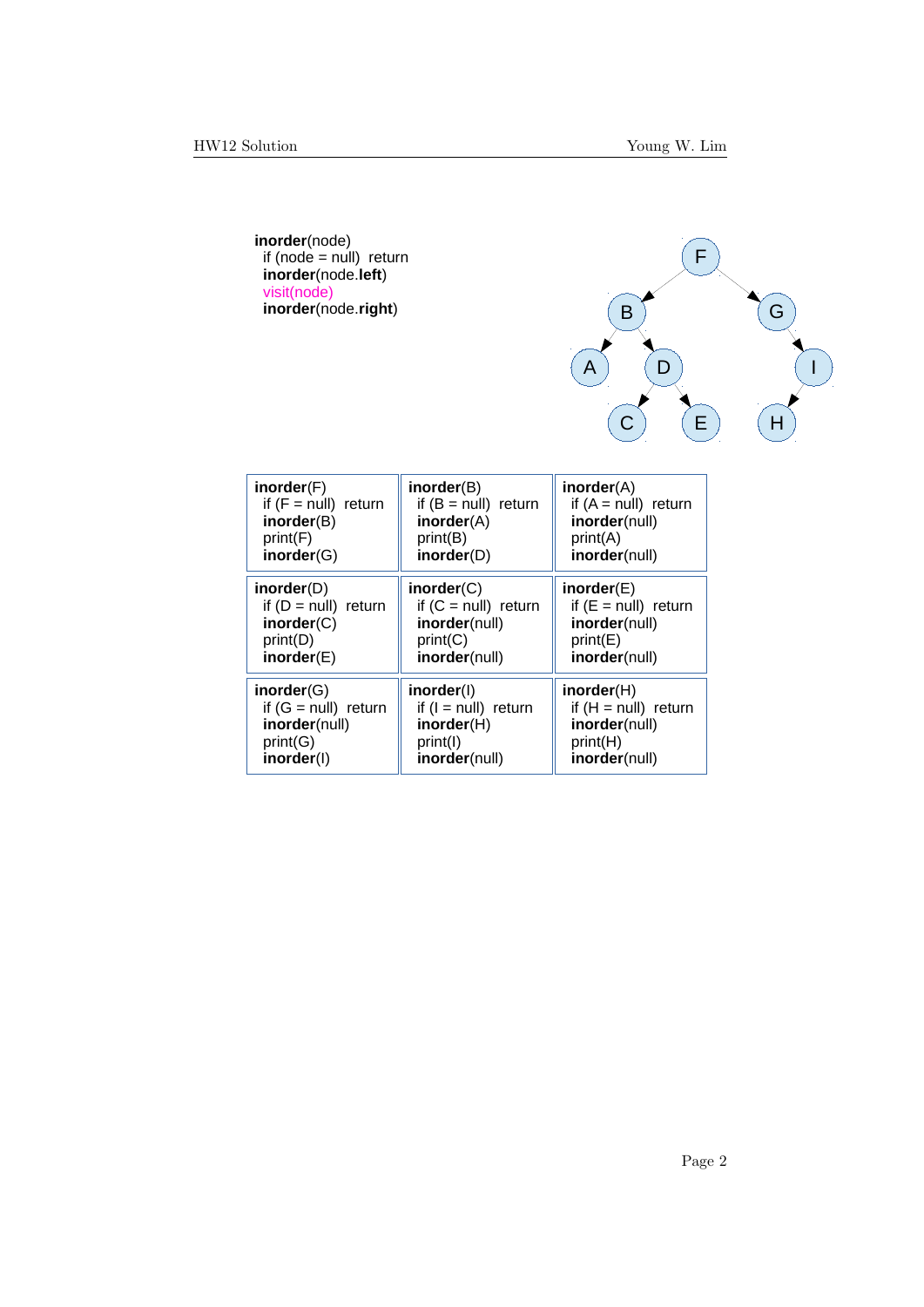```
inorder(node)
  if (node = null)  return
  inorder(node.left)
  visit(node)
  inorder(node.right)
```

F
B
G
A
D
I
C
E
H

| | | |
|---|---|---|
| **inorder**(F)<br>if (F = null) return<br>**inorder**(B)<br>print(F)<br>**inorder**(G) | **inorder**(B)<br>if (B = null) return<br>**inorder**(A)<br>print(B)<br>**inorder**(D) | **inorder**(A)<br>if (A = null) return<br>**inorder**(null)<br>print(A)<br>**inorder**(null) |
| **inorder**(D)<br>if (D = null) return<br>**inorder**(C)<br>print(D)<br>**inorder**(E) | **inorder**(C)<br>if (C = null) return<br>**inorder**(null)<br>print(C)<br>**inorder**(null) | **inorder**(E)<br>if (E = null) return<br>**inorder**(null)<br>print(E)<br>**inorder**(null) |
| **inorder**(G)<br>if (G = null) return<br>**inorder**(null)<br>print(G)<br>**inorder**(I) | **inorder**(I)<br>if (I = null) return<br>**inorder**(H)<br>print(I)<br>**inorder**(null) | **inorder**(H)<br>if (H = null) return<br>**inorder**(null)<br>print(H)<br>**inorder**(null) |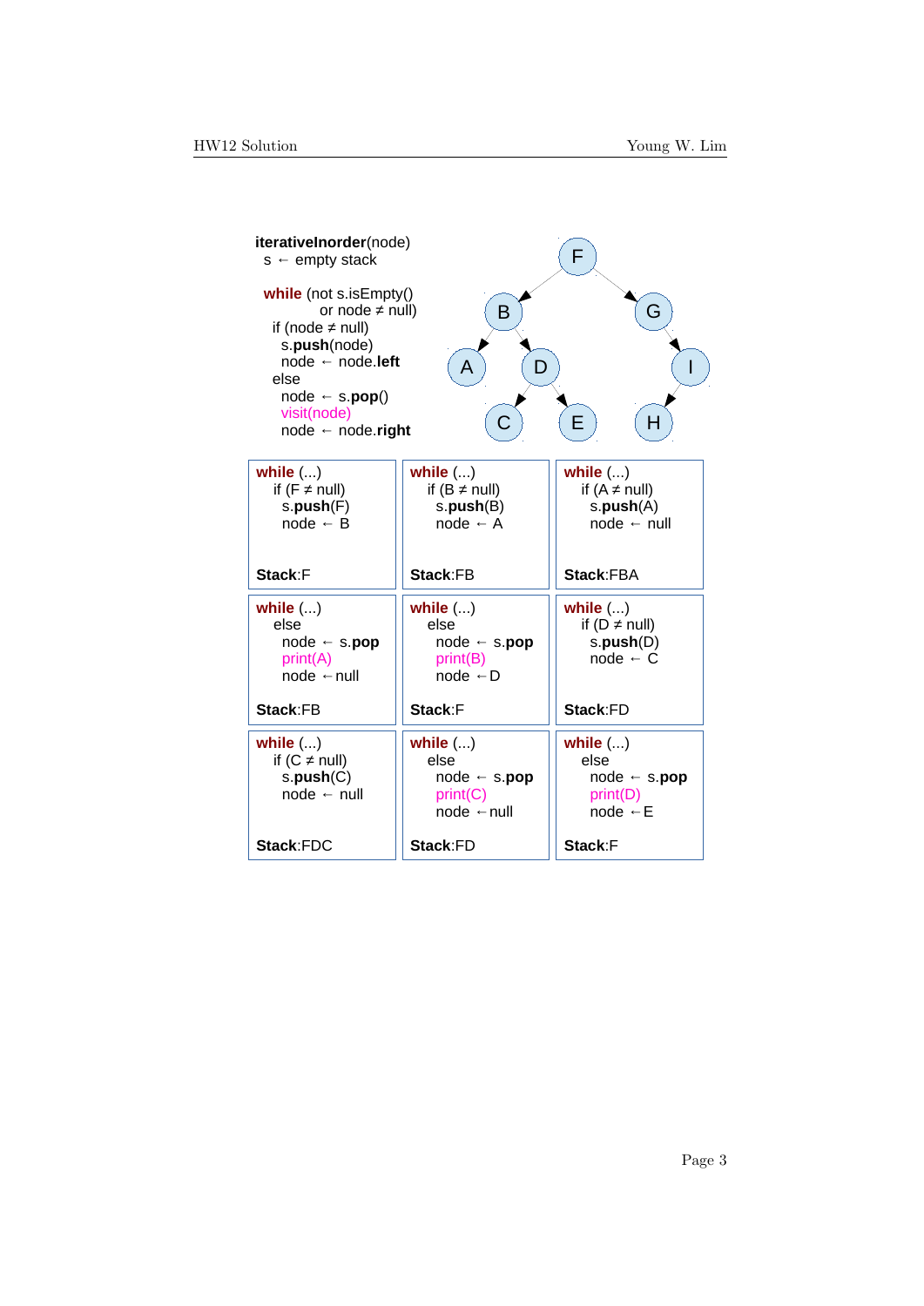```
iterativeInorder(node)
  s ← empty stack

  while (not s.isEmpty()
         or node ≠ null)
    if (node ≠ null)
      s.push(node)
      node ← node.left
    else
      node ← s.pop()
      visit(node)
      node ← node.right
```

F
B
G
A
D
I
C
E
H

| | | |
|---|---|---|
| **while** (...)<br>if (F ≠ null)<br>s.**push**(F)<br>node ← B<br><br>**Stack**:F | **while** (...)<br>if (B ≠ null)<br>s.**push**(B)<br>node ← A<br><br>**Stack**:FB | **while** (...)<br>if (A ≠ null)<br>s.**push**(A)<br>node ← null<br><br>**Stack**:FBA |
| **while** (...)<br>else<br>node ← s.**pop**<br>print(A)<br>node ← null<br><br>**Stack**:FB | **while** (...)<br>else<br>node ← s.**pop**<br>print(B)<br>node ← D<br><br>**Stack**:F | **while** (...)<br>if (D ≠ null)<br>s.**push**(D)<br>node ← C<br><br>**Stack**:FD |
| **while** (...)<br>if (C ≠ null)<br>s.**push**(C)<br>node ← null<br><br>**Stack**:FDC | **while** (...)<br>else<br>node ← s.**pop**<br>print(C)<br>node ← null<br><br>**Stack**:FD | **while** (...)<br>else<br>node ← s.**pop**<br>print(D)<br>node ← E<br><br>**Stack**:F |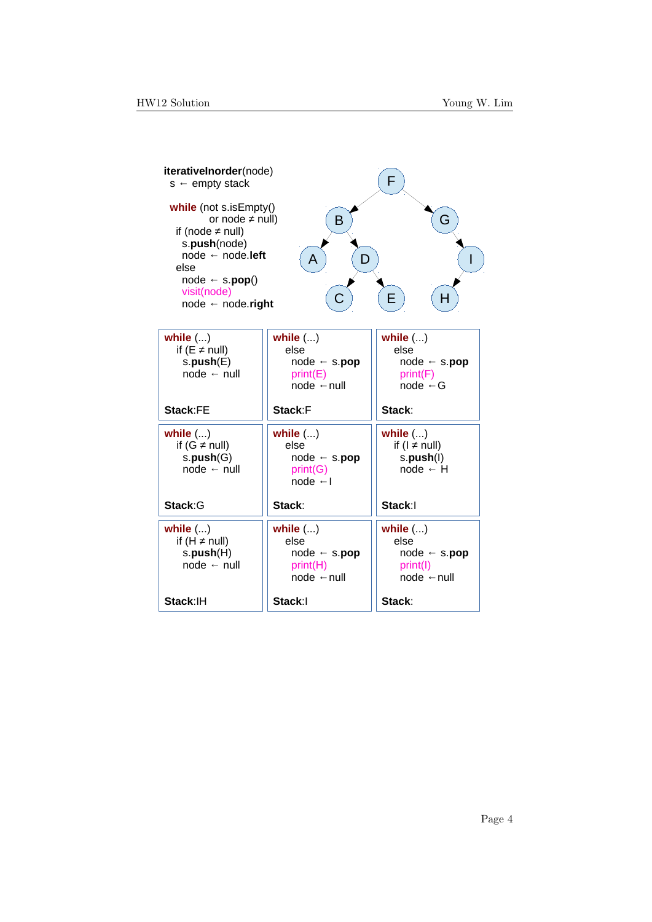```
iterativeInorder(node)
  s ← empty stack

  while (not s.isEmpty()
         or node ≠ null)
    if (node ≠ null)
      s.push(node)
      node ← node.left
    else
      node ← s.pop()
      visit(node)
      node ← node.right
```

F
B G
A D I
C E H

| | | |
|---|---|---|
| **while** (...)<br>if (E ≠ null)<br>s.**push**(E)<br>node ← null<br><br>**Stack**:FE | **while** (...)<br>else<br>node ← s.**pop**<br>print(E)<br>node ←null<br><br>**Stack**:F | **while** (...)<br>else<br>node ← s.**pop**<br>print(F)<br>node ←G<br><br>**Stack**: |
| **while** (...)<br>if (G ≠ null)<br>s.**push**(G)<br>node ← null<br><br>**Stack**:G | **while** (...)<br>else<br>node ← s.**pop**<br>print(G)<br>node ←I<br><br>**Stack**: | **while** (...)<br>if (I ≠ null)<br>s.**push**(I)<br>node ← H<br><br>**Stack**:I |
| **while** (...)<br>if (H ≠ null)<br>s.**push**(H)<br>node ← null<br><br>**Stack**:IH | **while** (...)<br>else<br>node ← s.**pop**<br>print(H)<br>node ←null<br><br>**Stack**:I | **while** (...)<br>else<br>node ← s.**pop**<br>print(I)<br>node ←null<br><br>**Stack**: |